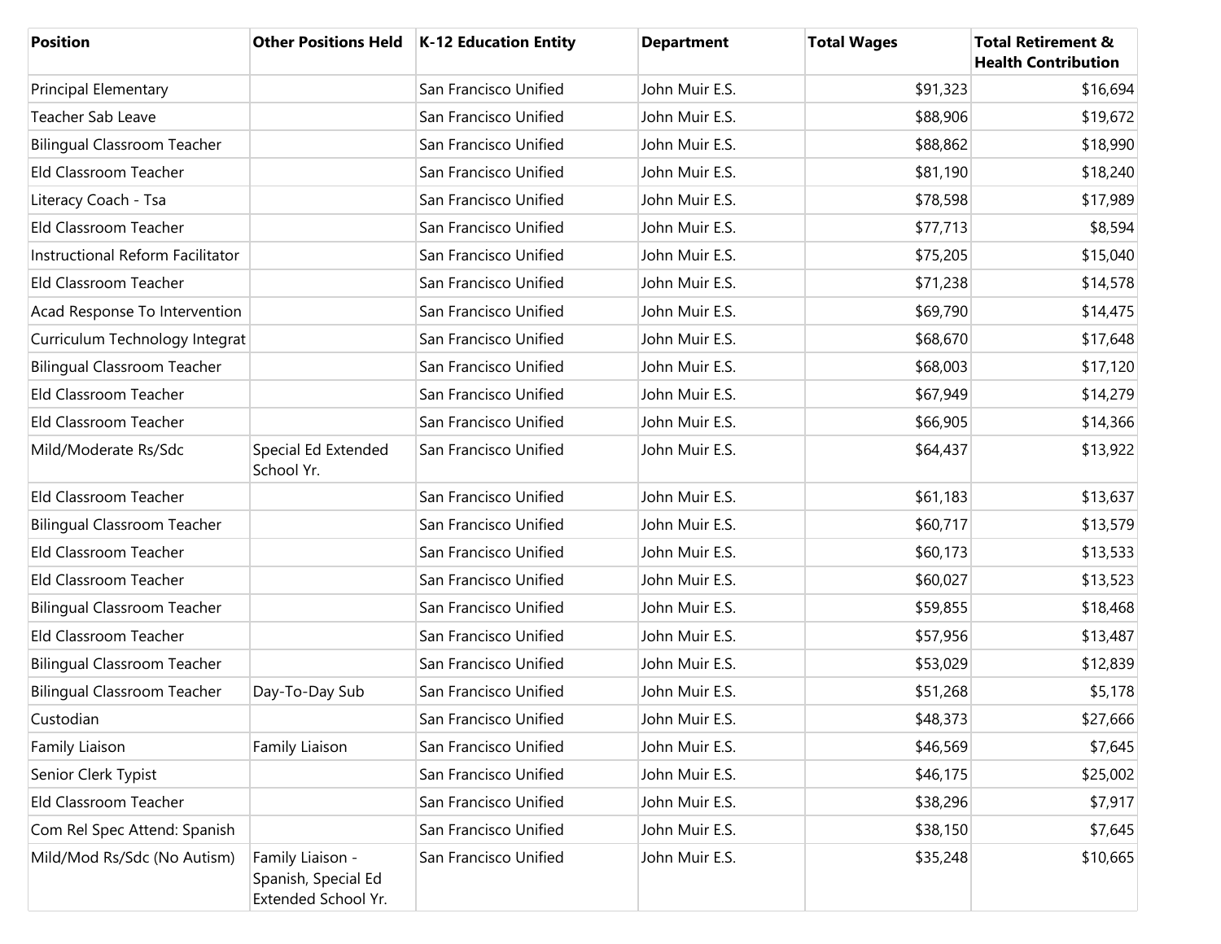| Position | Other Positions Held | K-12 Education Entity | Department | Total Wages | Total Retirement & Health Contribution |
|---|---|---|---|---|---|
| Principal Elementary | | San Francisco Unified | John Muir E.S. | $91,323 | $16,694 |
| Teacher Sab Leave | | San Francisco Unified | John Muir E.S. | $88,906 | $19,672 |
| Bilingual Classroom Teacher | | San Francisco Unified | John Muir E.S. | $88,862 | $18,990 |
| Eld Classroom Teacher | | San Francisco Unified | John Muir E.S. | $81,190 | $18,240 |
| Literacy Coach - Tsa | | San Francisco Unified | John Muir E.S. | $78,598 | $17,989 |
| Eld Classroom Teacher | | San Francisco Unified | John Muir E.S. | $77,713 | $8,594 |
| Instructional Reform Facilitator | | San Francisco Unified | John Muir E.S. | $75,205 | $15,040 |
| Eld Classroom Teacher | | San Francisco Unified | John Muir E.S. | $71,238 | $14,578 |
| Acad Response To Intervention | | San Francisco Unified | John Muir E.S. | $69,790 | $14,475 |
| Curriculum Technology Integrat | | San Francisco Unified | John Muir E.S. | $68,670 | $17,648 |
| Bilingual Classroom Teacher | | San Francisco Unified | John Muir E.S. | $68,003 | $17,120 |
| Eld Classroom Teacher | | San Francisco Unified | John Muir E.S. | $67,949 | $14,279 |
| Eld Classroom Teacher | | San Francisco Unified | John Muir E.S. | $66,905 | $14,366 |
| Mild/Moderate Rs/Sdc | Special Ed Extended School Yr. | San Francisco Unified | John Muir E.S. | $64,437 | $13,922 |
| Eld Classroom Teacher | | San Francisco Unified | John Muir E.S. | $61,183 | $13,637 |
| Bilingual Classroom Teacher | | San Francisco Unified | John Muir E.S. | $60,717 | $13,579 |
| Eld Classroom Teacher | | San Francisco Unified | John Muir E.S. | $60,173 | $13,533 |
| Eld Classroom Teacher | | San Francisco Unified | John Muir E.S. | $60,027 | $13,523 |
| Bilingual Classroom Teacher | | San Francisco Unified | John Muir E.S. | $59,855 | $18,468 |
| Eld Classroom Teacher | | San Francisco Unified | John Muir E.S. | $57,956 | $13,487 |
| Bilingual Classroom Teacher | | San Francisco Unified | John Muir E.S. | $53,029 | $12,839 |
| Bilingual Classroom Teacher | Day-To-Day Sub | San Francisco Unified | John Muir E.S. | $51,268 | $5,178 |
| Custodian | | San Francisco Unified | John Muir E.S. | $48,373 | $27,666 |
| Family Liaison | Family Liaison | San Francisco Unified | John Muir E.S. | $46,569 | $7,645 |
| Senior Clerk Typist | | San Francisco Unified | John Muir E.S. | $46,175 | $25,002 |
| Eld Classroom Teacher | | San Francisco Unified | John Muir E.S. | $38,296 | $7,917 |
| Com Rel Spec Attend: Spanish | | San Francisco Unified | John Muir E.S. | $38,150 | $7,645 |
| Mild/Mod Rs/Sdc (No Autism) | Family Liaison - Spanish, Special Ed Extended School Yr. | San Francisco Unified | John Muir E.S. | $35,248 | $10,665 |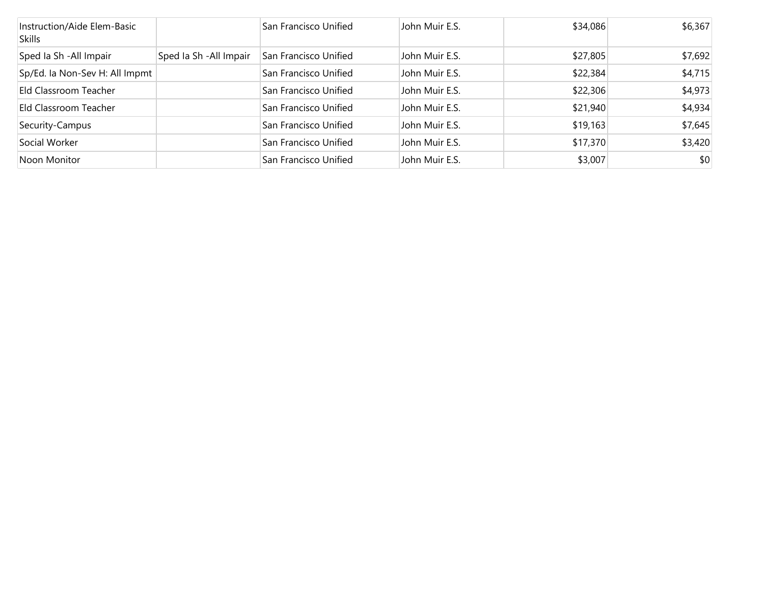| | | | | | |
|---|---|---|---|---|---|
| Instruction/Aide Elem-Basic Skills | | San Francisco Unified | John Muir E.S. | $34,086 | $6,367 |
| Sped Ia Sh -All Impair | Sped Ia Sh -All Impair | San Francisco Unified | John Muir E.S. | $27,805 | $7,692 |
| Sp/Ed. Ia Non-Sev H: All Impmt | | San Francisco Unified | John Muir E.S. | $22,384 | $4,715 |
| Eld Classroom Teacher | | San Francisco Unified | John Muir E.S. | $22,306 | $4,973 |
| Eld Classroom Teacher | | San Francisco Unified | John Muir E.S. | $21,940 | $4,934 |
| Security-Campus | | San Francisco Unified | John Muir E.S. | $19,163 | $7,645 |
| Social Worker | | San Francisco Unified | John Muir E.S. | $17,370 | $3,420 |
| Noon Monitor | | San Francisco Unified | John Muir E.S. | $3,007 | $0 |